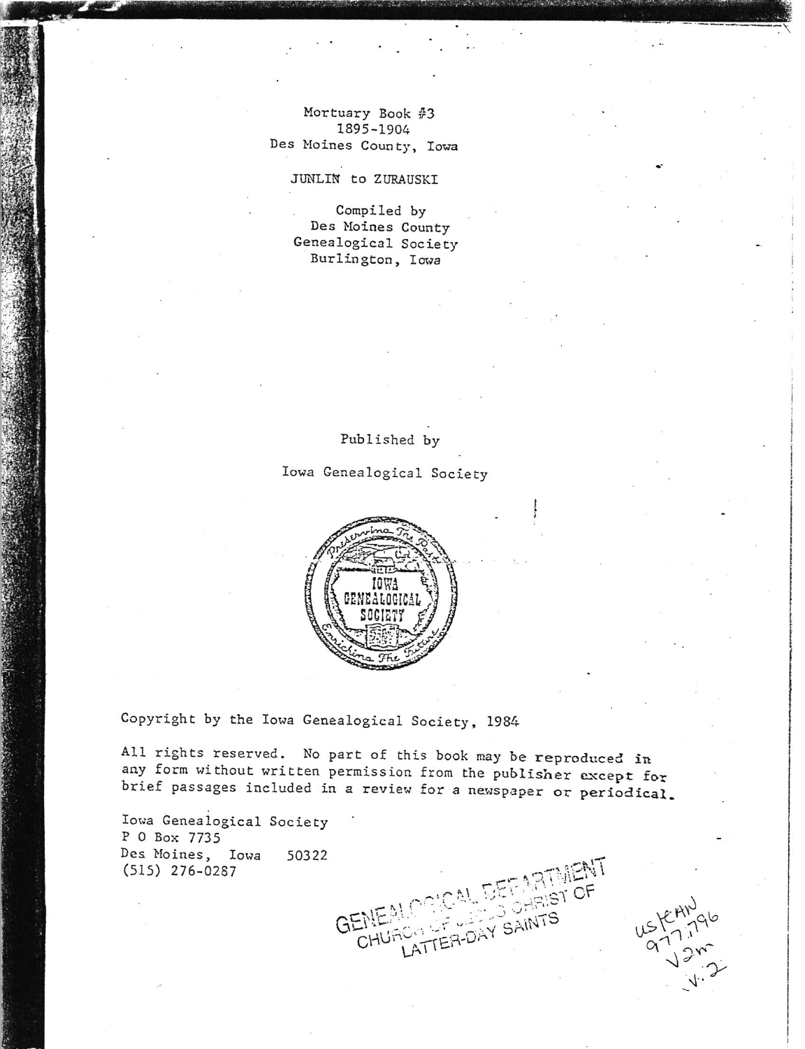# Mortuary Book #3
## 1895-1904
## Des Moines County, Iowa

JUNLIN to ZURAUSKI

Compiled by
Des Moines County
Genealogical Society
Burlington, Iowa

Published by

Iowa Genealogical Society

Copyright by the Iowa Genealogical Society, 1984

All rights reserved. No part of this book may be reproduced in any form without written permission from the publisher except for brief passages included in a review for a newspaper or periodical.

Iowa Genealogical Society
P O Box 7735
Des Moines, Iowa 50322
(515) 276-0287

GENEALOGICAL DEPARTMENT
CHURCH OF JESUS CHRIST OF
LATTER-DAY SAINTS

US/CAN
977.796
V2m
v.2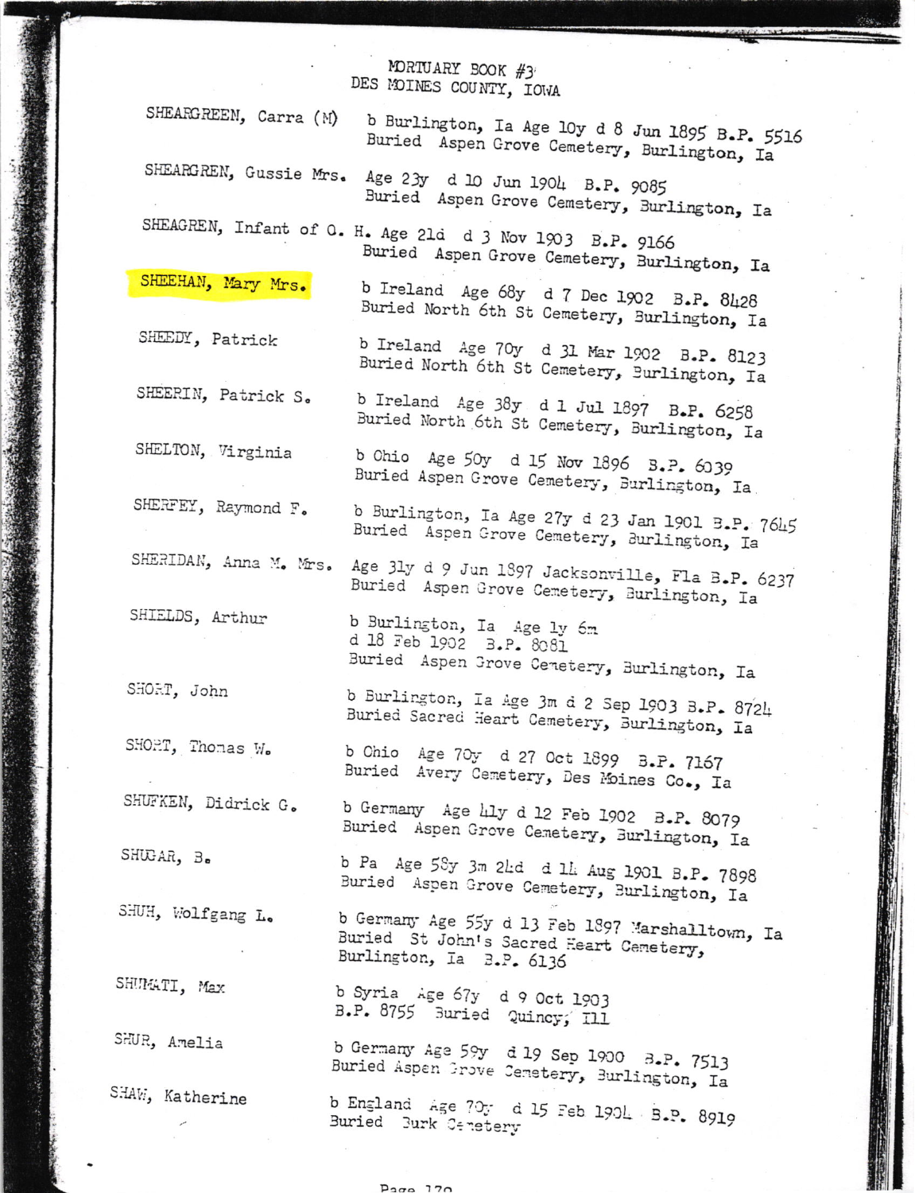MORTUARY BOOK #3
DES MOINES COUNTY, IOWA

| | |
|---|---|
| SHEARGREEN, Carra (M) | b Burlington, Ia Age 10y d 8 Jun 1895 B.P. 5516 Buried Aspen Grove Cemetery, Burlington, Ia |
| SHEARGREN, Gussie Mrs. | Age 23y d 10 Jun 1904 B.P. 9085 Buried Aspen Grove Cemetery, Burlington, Ia |
| SHEAGREN, Infant of O. H. | Age 21d d 3 Nov 1903 B.P. 9166 Buried Aspen Grove Cemetery, Burlington, Ia |
| SHEEHAN, Mary Mrs. | b Ireland Age 68y d 7 Dec 1902 B.P. 8428 Buried North 6th St Cemetery, Burlington, Ia |
| SHEEDY, Patrick | b Ireland Age 70y d 31 Mar 1902 B.P. 8123 Buried North 6th St Cemetery, Burlington, Ia |
| SHEERIN, Patrick S. | b Ireland Age 38y d 1 Jul 1897 B.P. 6258 Buried North 6th St Cemetery, Burlington, Ia |
| SHELTON, Virginia | b Ohio Age 50y d 15 Nov 1896 B.P. 6039 Buried Aspen Grove Cemetery, Burlington, Ia |
| SHERFEY, Raymond F. | b Burlington, Ia Age 27y d 23 Jan 1901 B.P. 7645 Buried Aspen Grove Cemetery, Burlington, Ia |
| SHERIDAN, Anna M. Mrs. | Age 31y d 9 Jun 1897 Jacksonville, Fla B.P. 6237 Buried Aspen Grove Cemetery, Burlington, Ia |
| SHIELDS, Arthur | b Burlington, Ia Age 1y 6m d 18 Feb 1902 B.P. 8081 Buried Aspen Grove Cemetery, Burlington, Ia |
| SHORT, John | b Burlington, Ia Age 3m d 2 Sep 1903 B.P. 8724 Buried Sacred Heart Cemetery, Burlington, Ia |
| SHORT, Thomas W. | b Ohio Age 70y d 27 Oct 1899 B.P. 7167 Buried Avery Cemetery, Des Moines Co., Ia |
| SHUFKEN, Didrick G. | b Germany Age 41y d 12 Feb 1902 B.P. 8079 Buried Aspen Grove Cemetery, Burlington, Ia |
| SHUGAR, B. | b Pa Age 58y 3m 24d d 14 Aug 1901 B.P. 7898 Buried Aspen Grove Cemetery, Burlington, Ia |
| SHUH, Wolfgang L. | b Germany Age 55y d 13 Feb 1897 Marshalltown, Ia Buried St John's Sacred Heart Cemetery, Burlington, Ia B.P. 6136 |
| SHUMATI, Max | b Syria Age 67y d 9 Oct 1903 B.P. 8755 Buried Quincy, Ill |
| SHUR, Amelia | b Germany Age 59y d 19 Sep 1900 B.P. 7513 Buried Aspen Grove Cemetery, Burlington, Ia |
| SHAW, Katherine | b England Age 70y d 15 Feb 1904 B.P. 8919 Buried Burk Cemetery |